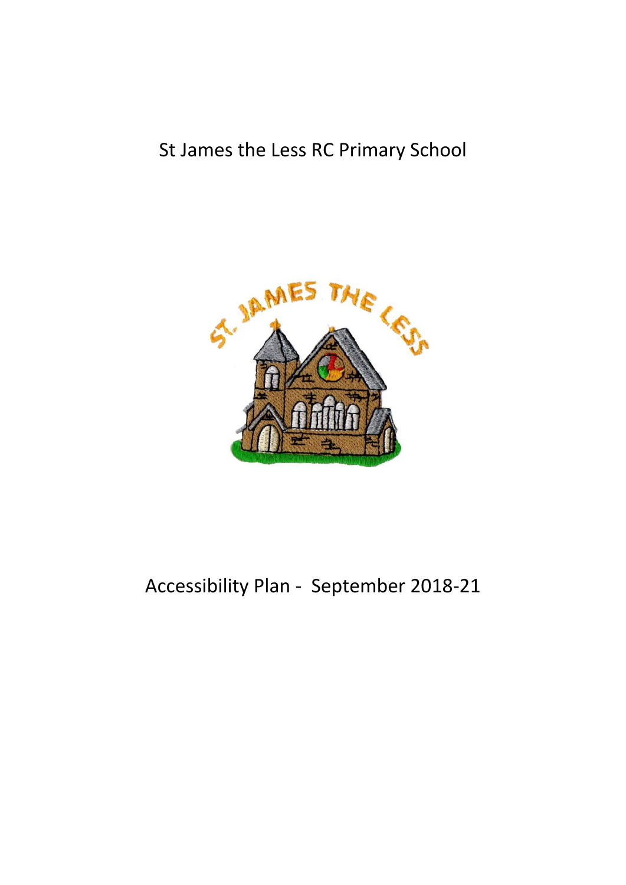# St James the Less RC Primary School

# Accessibility Plan - September 2018-21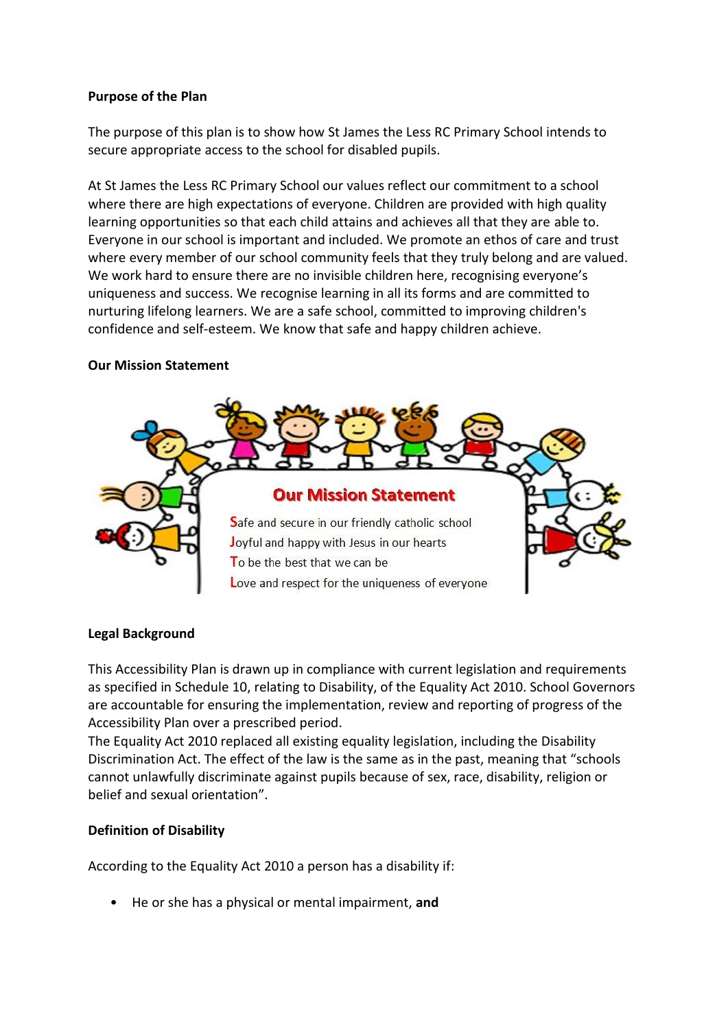**Purpose of the Plan**

The purpose of this plan is to show how St James the Less RC Primary School intends to secure appropriate access to the school for disabled pupils.

At St James the Less RC Primary School our values reflect our commitment to a school where there are high expectations of everyone. Children are provided with high quality learning opportunities so that each child attains and achieves all that they are able to. Everyone in our school is important and included. We promote an ethos of care and trust where every member of our school community feels that they truly belong and are valued. We work hard to ensure there are no invisible children here, recognising everyone's uniqueness and success. We recognise learning in all its forms and are committed to nurturing lifelong learners. We are a safe school, committed to improving children's confidence and self-esteem. We know that safe and happy children achieve.

**Our Mission Statement**

Our Mission Statement

**S**afe and secure in our friendly catholic school
**J**oyful and happy with Jesus in our hearts
**T**o be the best that we can be
**L**ove and respect for the uniqueness of everyone

**Legal Background**

This Accessibility Plan is drawn up in compliance with current legislation and requirements as specified in Schedule 10, relating to Disability, of the Equality Act 2010. School Governors are accountable for ensuring the implementation, review and reporting of progress of the Accessibility Plan over a prescribed period.
The Equality Act 2010 replaced all existing equality legislation, including the Disability Discrimination Act. The effect of the law is the same as in the past, meaning that "schools cannot unlawfully discriminate against pupils because of sex, race, disability, religion or belief and sexual orientation".

**Definition of Disability**

According to the Equality Act 2010 a person has a disability if:

- He or she has a physical or mental impairment, **and**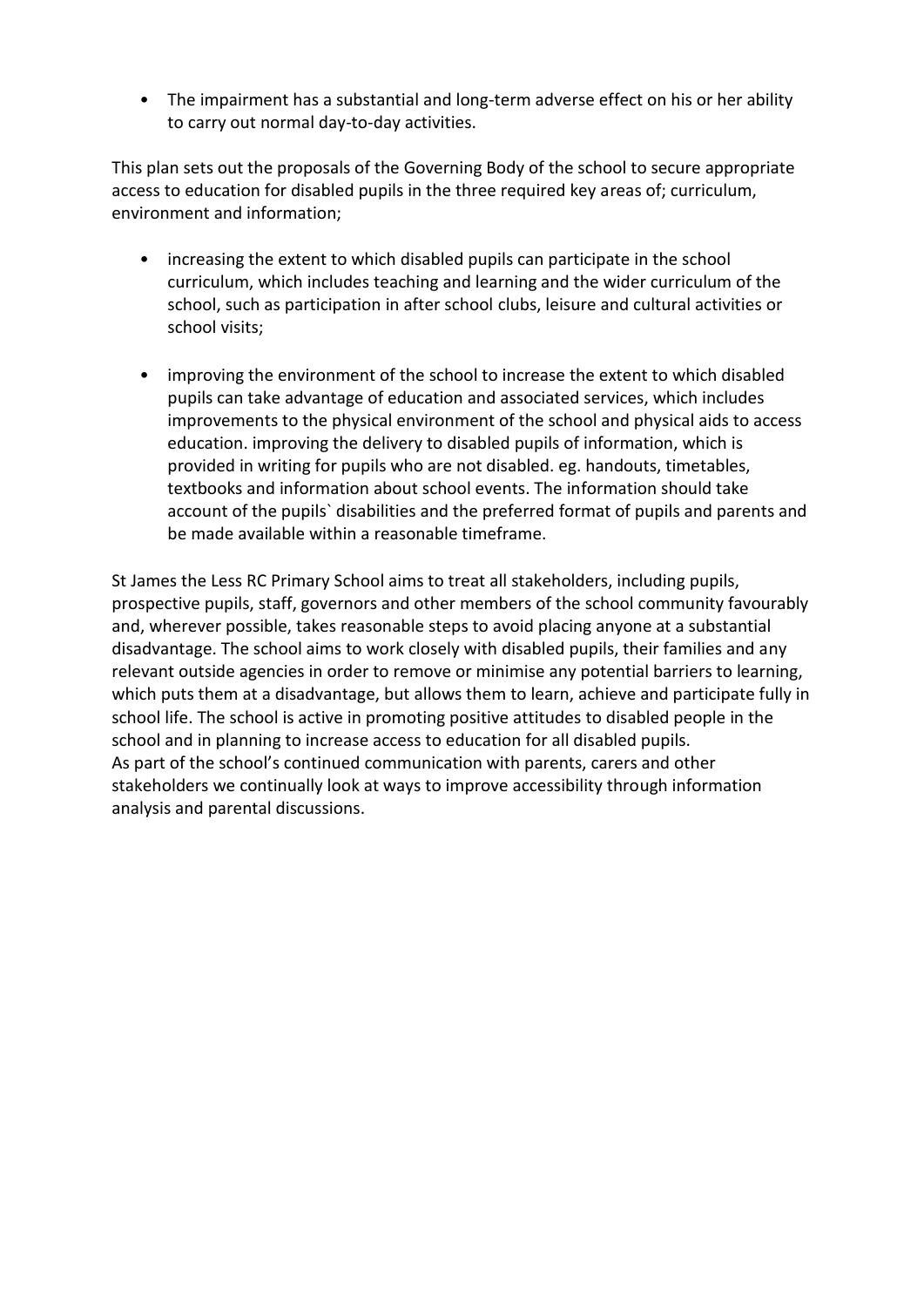- The impairment has a substantial and long-term adverse effect on his or her ability to carry out normal day-to-day activities.

This plan sets out the proposals of the Governing Body of the school to secure appropriate access to education for disabled pupils in the three required key areas of; curriculum, environment and information;

- increasing the extent to which disabled pupils can participate in the school curriculum, which includes teaching and learning and the wider curriculum of the school, such as participation in after school clubs, leisure and cultural activities or school visits;

- improving the environment of the school to increase the extent to which disabled pupils can take advantage of education and associated services, which includes improvements to the physical environment of the school and physical aids to access education. improving the delivery to disabled pupils of information, which is provided in writing for pupils who are not disabled. eg. handouts, timetables, textbooks and information about school events. The information should take account of the pupils` disabilities and the preferred format of pupils and parents and be made available within a reasonable timeframe.

St James the Less RC Primary School aims to treat all stakeholders, including pupils, prospective pupils, staff, governors and other members of the school community favourably and, wherever possible, takes reasonable steps to avoid placing anyone at a substantial disadvantage. The school aims to work closely with disabled pupils, their families and any relevant outside agencies in order to remove or minimise any potential barriers to learning, which puts them at a disadvantage, but allows them to learn, achieve and participate fully in school life. The school is active in promoting positive attitudes to disabled people in the school and in planning to increase access to education for all disabled pupils.
As part of the school's continued communication with parents, carers and other stakeholders we continually look at ways to improve accessibility through information analysis and parental discussions.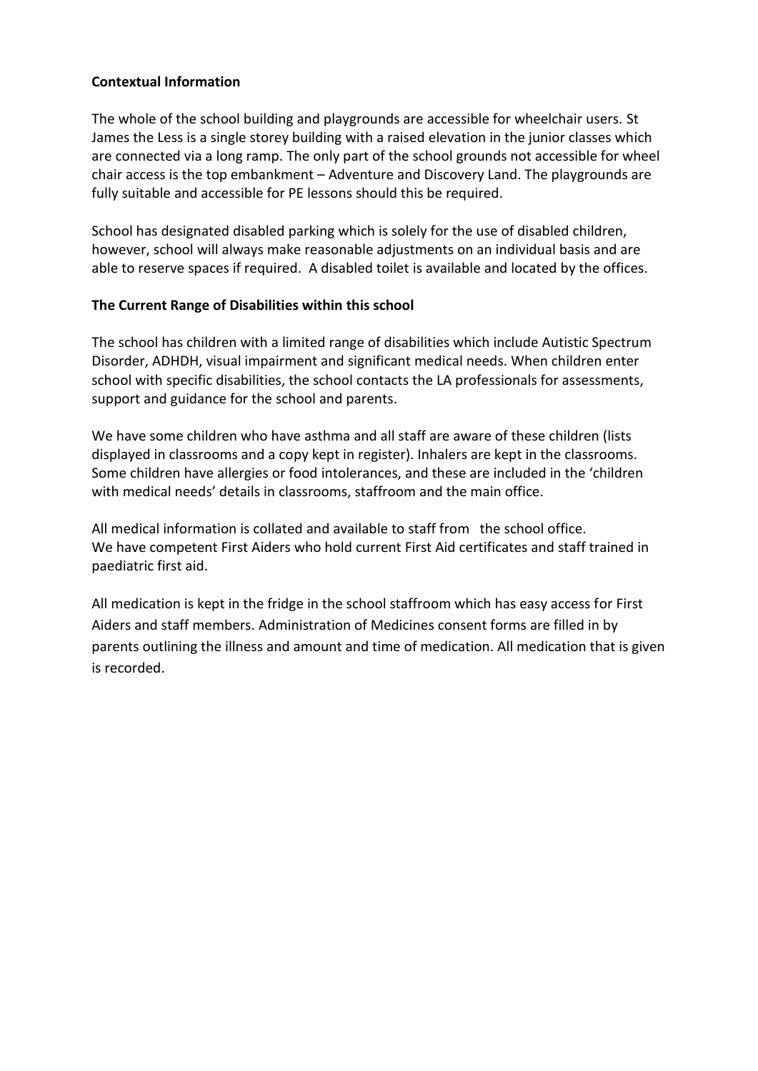**Contextual Information**

The whole of the school building and playgrounds are accessible for wheelchair users. St James the Less is a single storey building with a raised elevation in the junior classes which are connected via a long ramp. The only part of the school grounds not accessible for wheel chair access is the top embankment – Adventure and Discovery Land. The playgrounds are fully suitable and accessible for PE lessons should this be required.

School has designated disabled parking which is solely for the use of disabled children, however, school will always make reasonable adjustments on an individual basis and are able to reserve spaces if required. A disabled toilet is available and located by the offices.

**The Current Range of Disabilities within this school**

The school has children with a limited range of disabilities which include Autistic Spectrum Disorder, ADHDH, visual impairment and significant medical needs. When children enter school with specific disabilities, the school contacts the LA professionals for assessments, support and guidance for the school and parents.

We have some children who have asthma and all staff are aware of these children (lists displayed in classrooms and a copy kept in register). Inhalers are kept in the classrooms. Some children have allergies or food intolerances, and these are included in the 'children with medical needs' details in classrooms, staffroom and the main office.

All medical information is collated and available to staff from the school office.
We have competent First Aiders who hold current First Aid certificates and staff trained in paediatric first aid.

All medication is kept in the fridge in the school staffroom which has easy access for First Aiders and staff members. Administration of Medicines consent forms are filled in by parents outlining the illness and amount and time of medication. All medication that is given is recorded.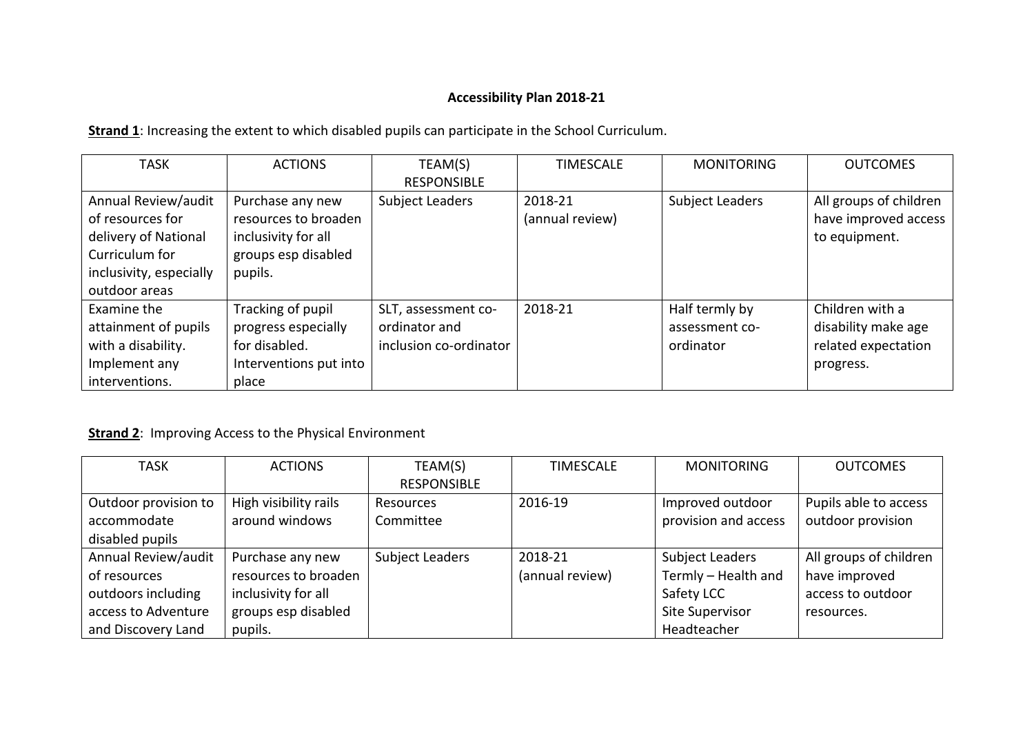**Accessibility Plan 2018-21**

**Strand 1**: Increasing the extent to which disabled pupils can participate in the School Curriculum.

| TASK | ACTIONS | TEAM(S) RESPONSIBLE | TIMESCALE | MONITORING | OUTCOMES |
|---|---|---|---|---|---|
| Annual Review/audit of resources for delivery of National Curriculum for inclusivity, especially outdoor areas | Purchase any new resources to broaden inclusivity for all groups esp disabled pupils. | Subject Leaders | 2018-21 (annual review) | Subject Leaders | All groups of children have improved access to equipment. |
| Examine the attainment of pupils with a disability. Implement any interventions. | Tracking of pupil progress especially for disabled. Interventions put into place | SLT, assessment co-ordinator and inclusion co-ordinator | 2018-21 | Half termly by assessment co-ordinator | Children with a disability make age related expectation progress. |

**Strand 2**: Improving Access to the Physical Environment

| TASK | ACTIONS | TEAM(S) RESPONSIBLE | TIMESCALE | MONITORING | OUTCOMES |
|---|---|---|---|---|---|
| Outdoor provision to accommodate disabled pupils | High visibility rails around windows | Resources Committee | 2016-19 | Improved outdoor provision and access | Pupils able to access outdoor provision |
| Annual Review/audit of resources outdoors including access to Adventure and Discovery Land | Purchase any new resources to broaden inclusivity for all groups esp disabled pupils. | Subject Leaders | 2018-21 (annual review) | Subject Leaders Termly – Health and Safety LCC Site Supervisor Headteacher | All groups of children have improved access to outdoor resources. |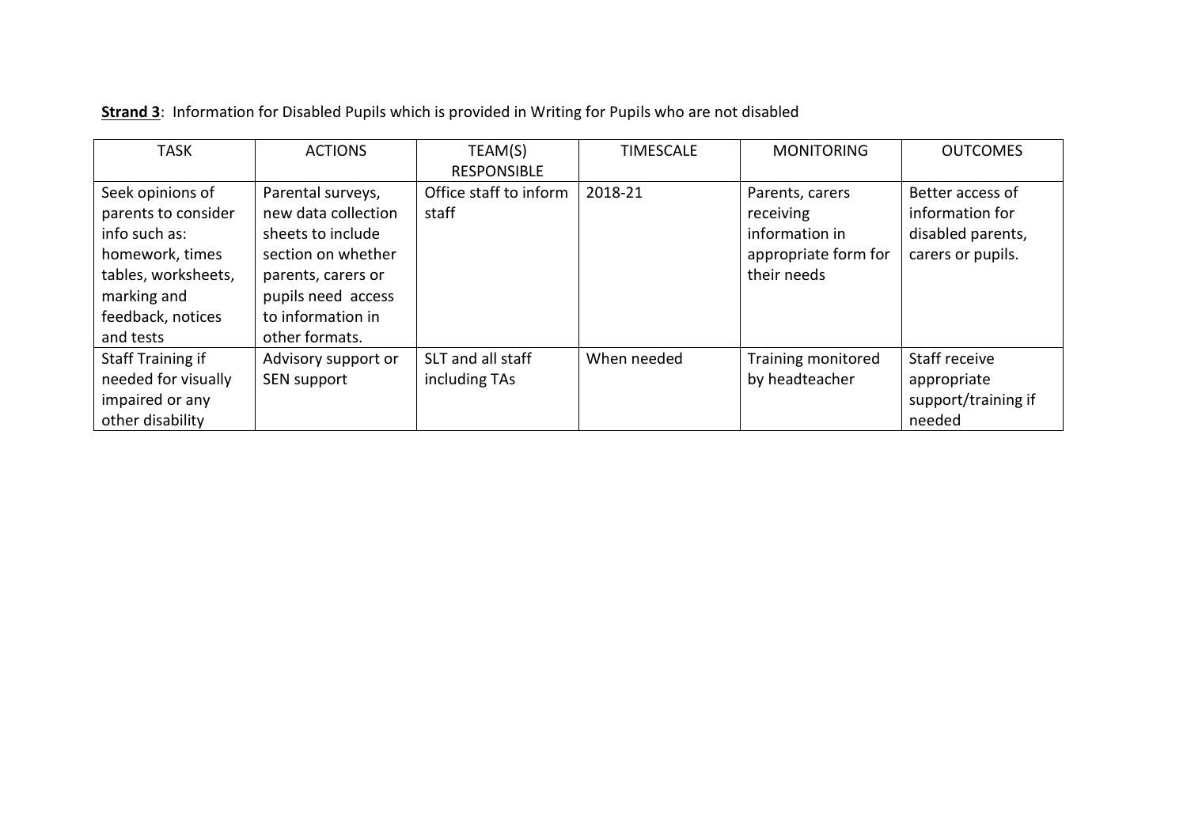**Strand 3**: Information for Disabled Pupils which is provided in Writing for Pupils who are not disabled

| TASK | ACTIONS | TEAM(S) RESPONSIBLE | TIMESCALE | MONITORING | OUTCOMES |
|---|---|---|---|---|---|
| Seek opinions of parents to consider info such as: homework, times tables, worksheets, marking and feedback, notices and tests | Parental surveys, new data collection sheets to include section on whether parents, carers or pupils need access to information in other formats. | Office staff to inform staff | 2018-21 | Parents, carers receiving information in appropriate form for their needs | Better access of information for disabled parents, carers or pupils. |
| Staff Training if needed for visually impaired or any other disability | Advisory support or SEN support | SLT and all staff including TAs | When needed | Training monitored by headteacher | Staff receive appropriate support/training if needed |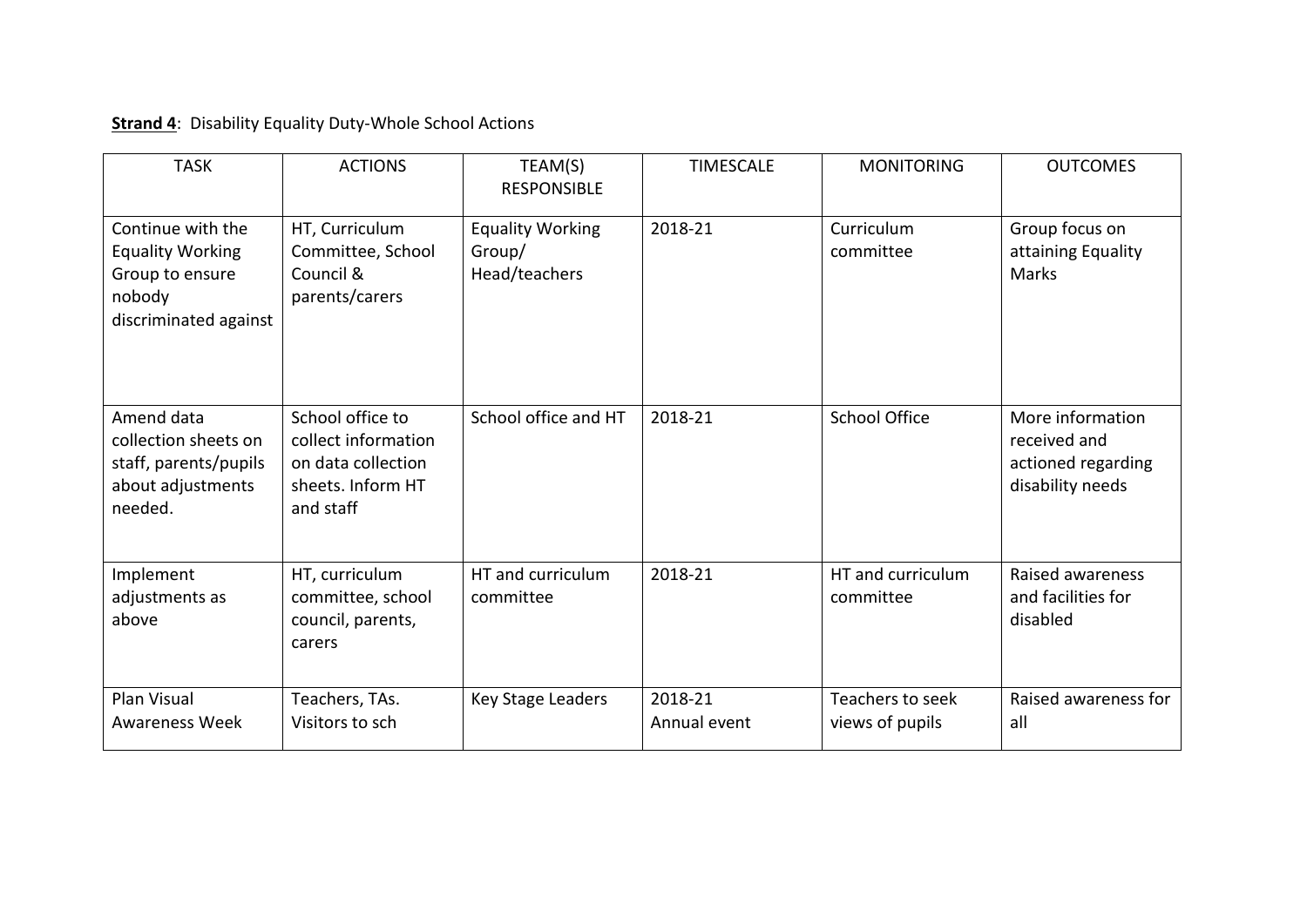**Strand 4**: Disability Equality Duty-Whole School Actions

| TASK | ACTIONS | TEAM(S) RESPONSIBLE | TIMESCALE | MONITORING | OUTCOMES |
|---|---|---|---|---|---|
| Continue with the Equality Working Group to ensure nobody discriminated against | HT, Curriculum Committee, School Council & parents/carers | Equality Working Group/ Head/teachers | 2018-21 | Curriculum committee | Group focus on attaining Equality Marks |
| Amend data collection sheets on staff, parents/pupils about adjustments needed. | School office to collect information on data collection sheets. Inform HT and staff | School office and HT | 2018-21 | School Office | More information received and actioned regarding disability needs |
| Implement adjustments as above | HT, curriculum committee, school council, parents, carers | HT and curriculum committee | 2018-21 | HT and curriculum committee | Raised awareness and facilities for disabled |
| Plan Visual Awareness Week | Teachers, TAs. Visitors to sch | Key Stage Leaders | 2018-21 Annual event | Teachers to seek views of pupils | Raised awareness for all |